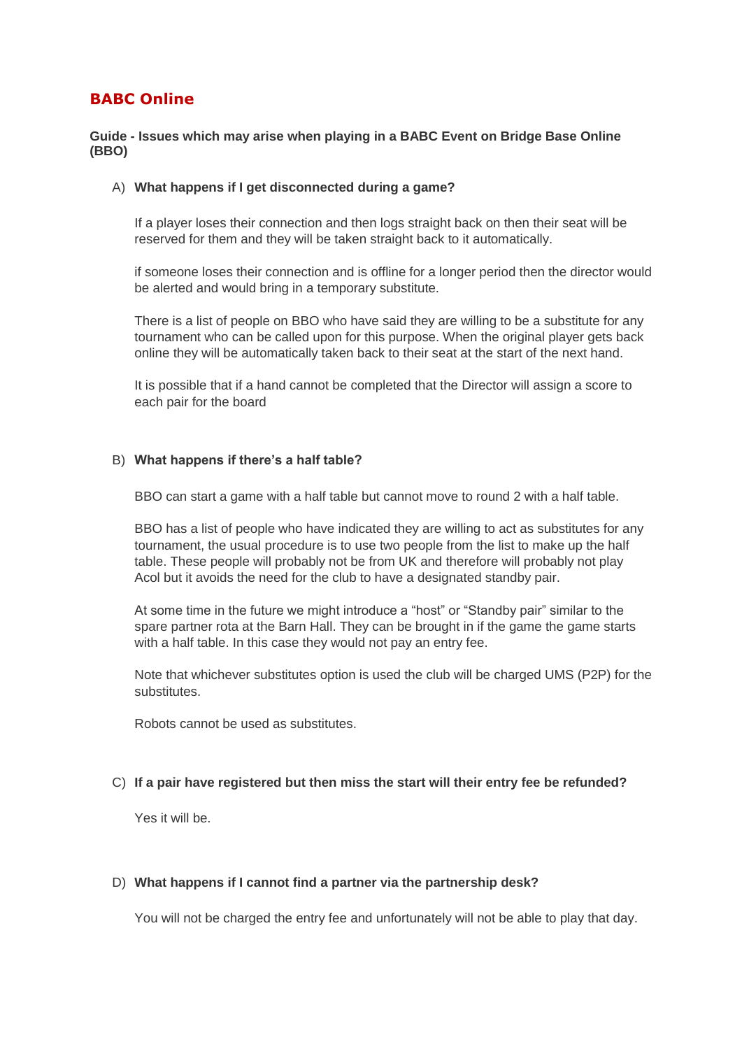# BABC Online

**Guide - Issues which may arise when playing in a BABC Event on Bridge Base Online (BBO)**

A) **What happens if I get disconnected during a game?**

If a player loses their connection and then logs straight back on then their seat will be reserved for them and they will be taken straight back to it automatically.

if someone loses their connection and is offline for a longer period then the director would be alerted and would bring in a temporary substitute.

There is a list of people on BBO who have said they are willing to be a substitute for any tournament who can be called upon for this purpose. When the original player gets back online they will be automatically taken back to their seat at the start of the next hand.

It is possible that if a hand cannot be completed that the Director will assign a score to each pair for the board

B) **What happens if there's a half table?**

BBO can start a game with a half table but cannot move to round 2 with a half table.

BBO has a list of people who have indicated they are willing to act as substitutes for any tournament, the usual procedure is to use two people from the list to make up the half table. These people will probably not be from UK and therefore will probably not play Acol but it avoids the need for the club to have a designated standby pair.

At some time in the future we might introduce a "host" or "Standby pair" similar to the spare partner rota at the Barn Hall. They can be brought in if the game the game starts with a half table. In this case they would not pay an entry fee.

Note that whichever substitutes option is used the club will be charged UMS (P2P) for the substitutes.

Robots cannot be used as substitutes.

C) **If a pair have registered but then miss the start will their entry fee be refunded?**

Yes it will be.

D) **What happens if I cannot find a partner via the partnership desk?**

You will not be charged the entry fee and unfortunately will not be able to play that day.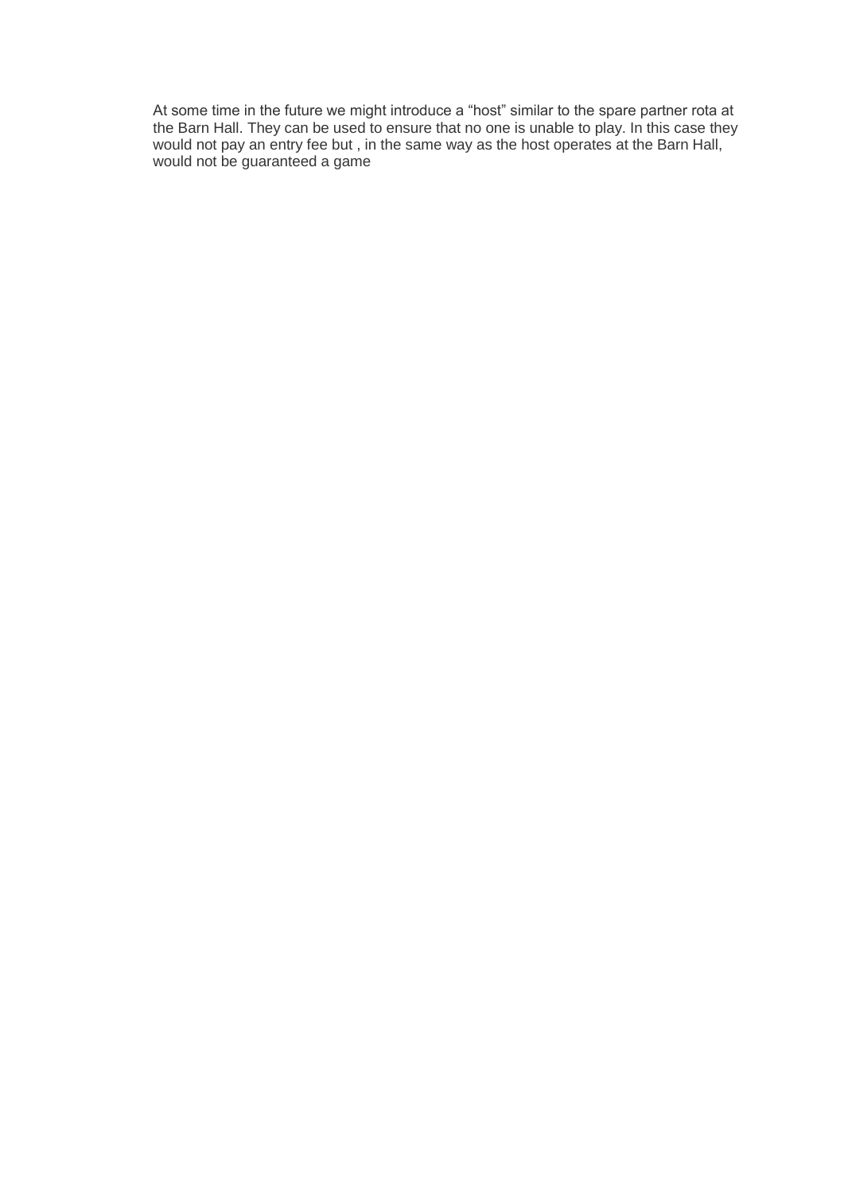At some time in the future we might introduce a “host” similar to the spare partner rota at the Barn Hall. They can be used to ensure that no one is unable to play. In this case they would not pay an entry fee but , in the same way as the host operates at the Barn Hall, would not be guaranteed a game